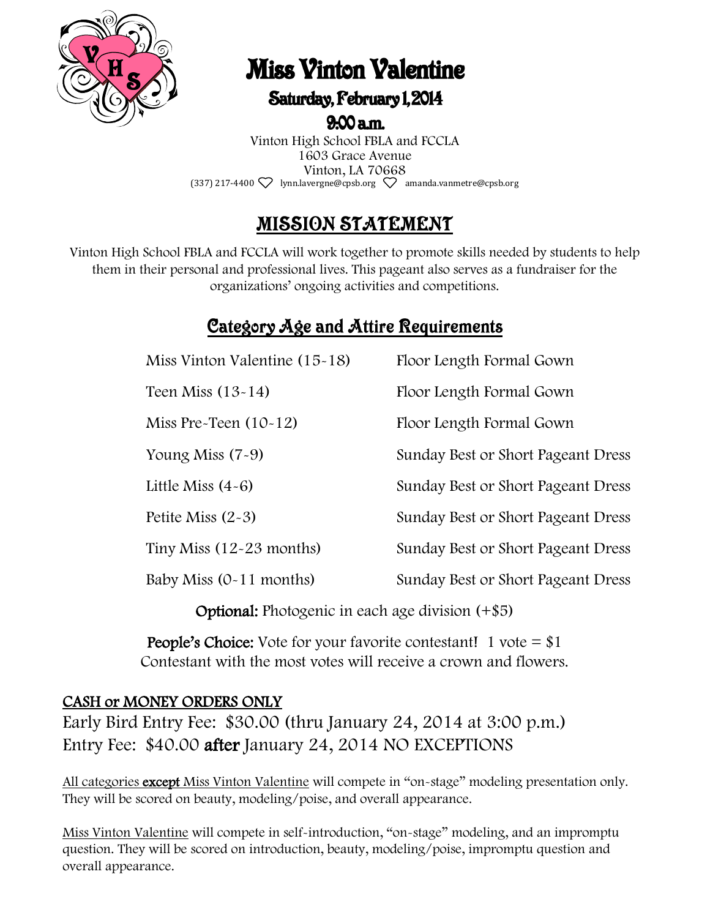# Miss Vinton Valentine

## Saturday, February 1, 2014

## 9:00 a.m.

Vinton High School FBLA and FCCLA
1603 Grace Avenue
Vinton, LA 70668
(337) 217-4400 ♡ lynn.lavergne@cpsb.org ♡ amanda.vanmetre@cpsb.org

## MISSION STATEMENT

Vinton High School FBLA and FCCLA will work together to promote skills needed by students to help them in their personal and professional lives. This pageant also serves as a fundraiser for the organizations' ongoing activities and competitions.

## Category Age and Attire Requirements

| Category | Attire |
|---|---|
| Miss Vinton Valentine (15-18) | Floor Length Formal Gown |
| Teen Miss (13-14) | Floor Length Formal Gown |
| Miss Pre-Teen (10-12) | Floor Length Formal Gown |
| Young Miss (7-9) | Sunday Best or Short Pageant Dress |
| Little Miss (4-6) | Sunday Best or Short Pageant Dress |
| Petite Miss (2-3) | Sunday Best or Short Pageant Dress |
| Tiny Miss (12-23 months) | Sunday Best or Short Pageant Dress |
| Baby Miss (0-11 months) | Sunday Best or Short Pageant Dress |

**Optional:** Photogenic in each age division (+$5)

**People's Choice:** Vote for your favorite contestant! 1 vote = $1
Contestant with the most votes will receive a crown and flowers.

**CASH or MONEY ORDERS ONLY**

Early Bird Entry Fee: $30.00 (thru January 24, 2014 at 3:00 p.m.)
Entry Fee: $40.00 **after** January 24, 2014 NO EXCEPTIONS

All categories **except** Miss Vinton Valentine will compete in "on-stage" modeling presentation only. They will be scored on beauty, modeling/poise, and overall appearance.

Miss Vinton Valentine will compete in self-introduction, "on-stage" modeling, and an impromptu question. They will be scored on introduction, beauty, modeling/poise, impromptu question and overall appearance.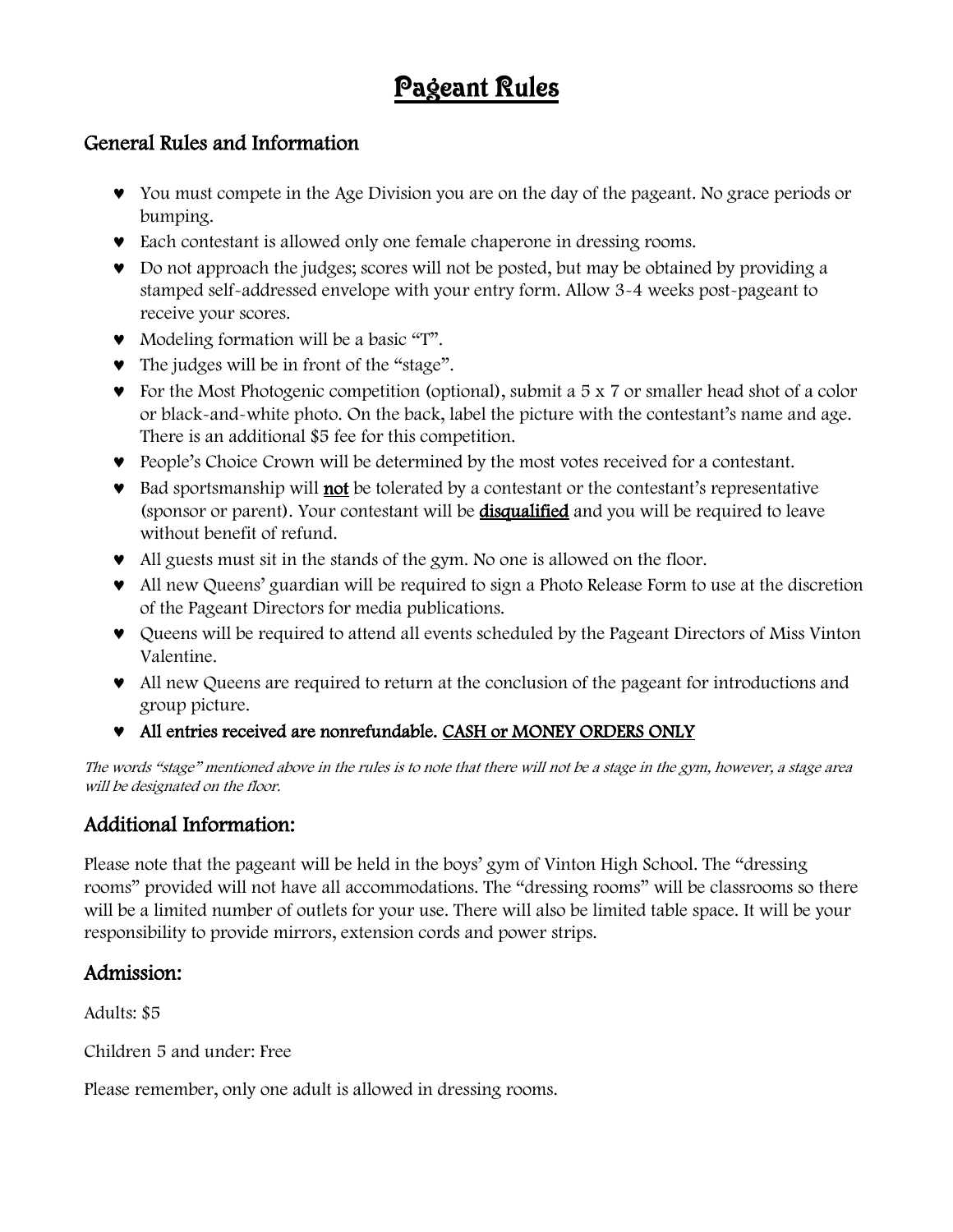# Pageant Rules

## General Rules and Information

- You must compete in the Age Division you are on the day of the pageant. No grace periods or bumping.
- Each contestant is allowed only one female chaperone in dressing rooms.
- Do not approach the judges; scores will not be posted, but may be obtained by providing a stamped self-addressed envelope with your entry form. Allow 3-4 weeks post-pageant to receive your scores.
- Modeling formation will be a basic "T".
- The judges will be in front of the "stage".
- For the Most Photogenic competition (optional), submit a 5 x 7 or smaller head shot of a color or black-and-white photo. On the back, label the picture with the contestant's name and age. There is an additional $5 fee for this competition.
- People's Choice Crown will be determined by the most votes received for a contestant.
- Bad sportsmanship will **not** be tolerated by a contestant or the contestant's representative (sponsor or parent). Your contestant will be **disqualified** and you will be required to leave without benefit of refund.
- All guests must sit in the stands of the gym. No one is allowed on the floor.
- All new Queens' guardian will be required to sign a Photo Release Form to use at the discretion of the Pageant Directors for media publications.
- Queens will be required to attend all events scheduled by the Pageant Directors of Miss Vinton Valentine.
- All new Queens are required to return at the conclusion of the pageant for introductions and group picture.
- **All entries received are nonrefundable. CASH or MONEY ORDERS ONLY**

*The words "stage" mentioned above in the rules is to note that there will not be a stage in the gym, however, a stage area will be designated on the floor.*

## Additional Information:

Please note that the pageant will be held in the boys' gym of Vinton High School. The "dressing rooms" provided will not have all accommodations. The "dressing rooms" will be classrooms so there will be a limited number of outlets for your use. There will also be limited table space. It will be your responsibility to provide mirrors, extension cords and power strips.

## Admission:

Adults: $5

Children 5 and under: Free

Please remember, only one adult is allowed in dressing rooms.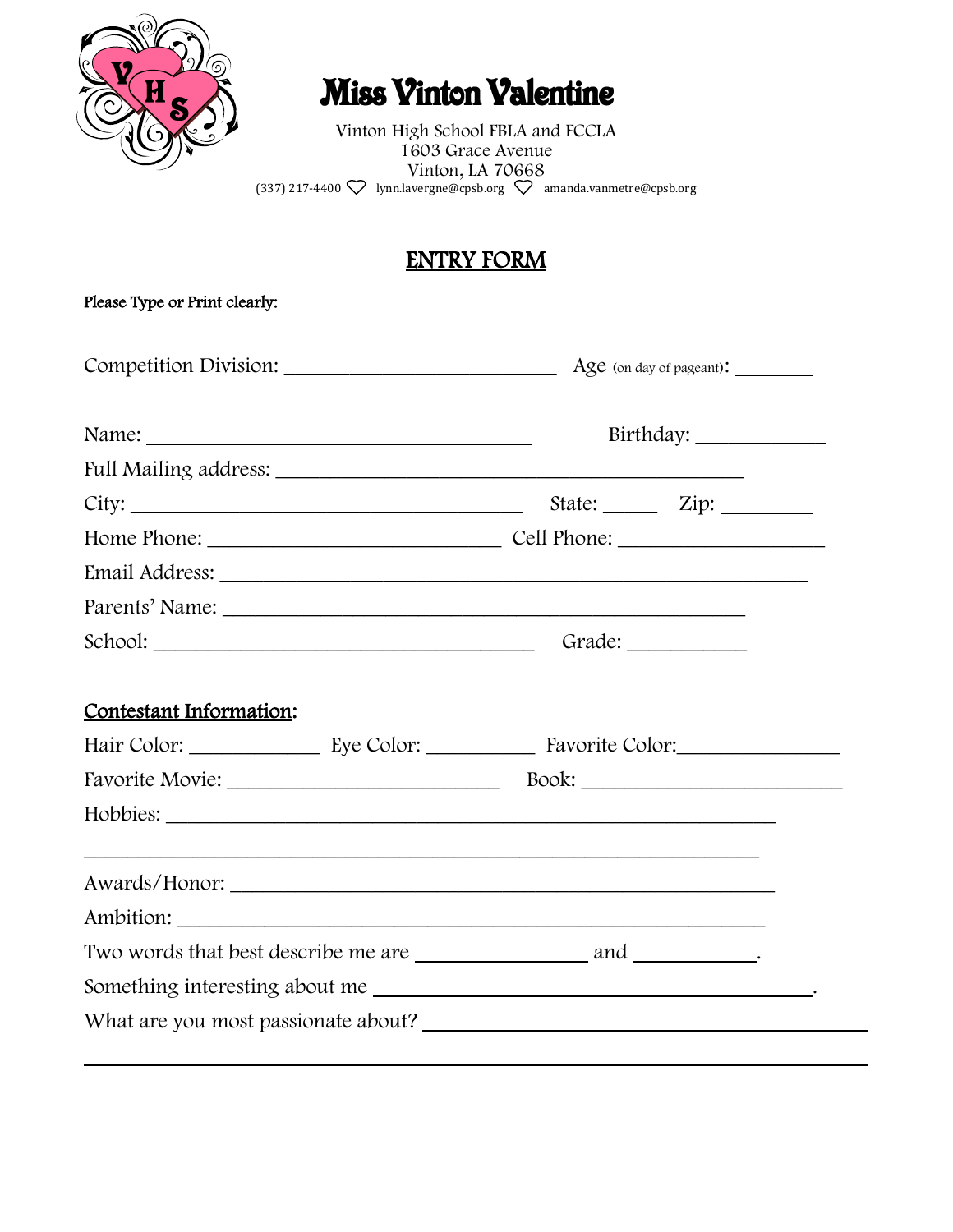# Miss Vinton Valentine

Vinton High School FBLA and FCCLA
1603 Grace Avenue
Vinton, LA 70668
(337) 217-4400 ♡ lynn.lavergne@cpsb.org ♡ amanda.vanmetre@cpsb.org

## ENTRY FORM

**Please Type or Print clearly:**

Competition Division: ___________________________ Age (on day of pageant): ________

Name: ______________________________________ Birthday: ____________

Full Mailing address: _____________________________________________

City: _______________________________________ State: _____ Zip: _________

Home Phone: ____________________________ Cell Phone: ____________________

Email Address: _________________________________________________________

Parents' Name: __________________________________________________

School: _____________________________________ Grade: ___________

**Contestant Information:**

Hair Color: ____________ Eye Color: __________ Favorite Color:_______________

Favorite Movie: __________________________ Book: ________________________

Hobbies: __________________________________________________________

__________________________________________________________________

Awards/Honor: ____________________________________________________

Ambition: _________________________________________________________

Two words that best describe me are ________________ and ___________.

Something interesting about me _________________________________________.

What are you most passionate about? ___________________________________________

_____________________________________________________________________________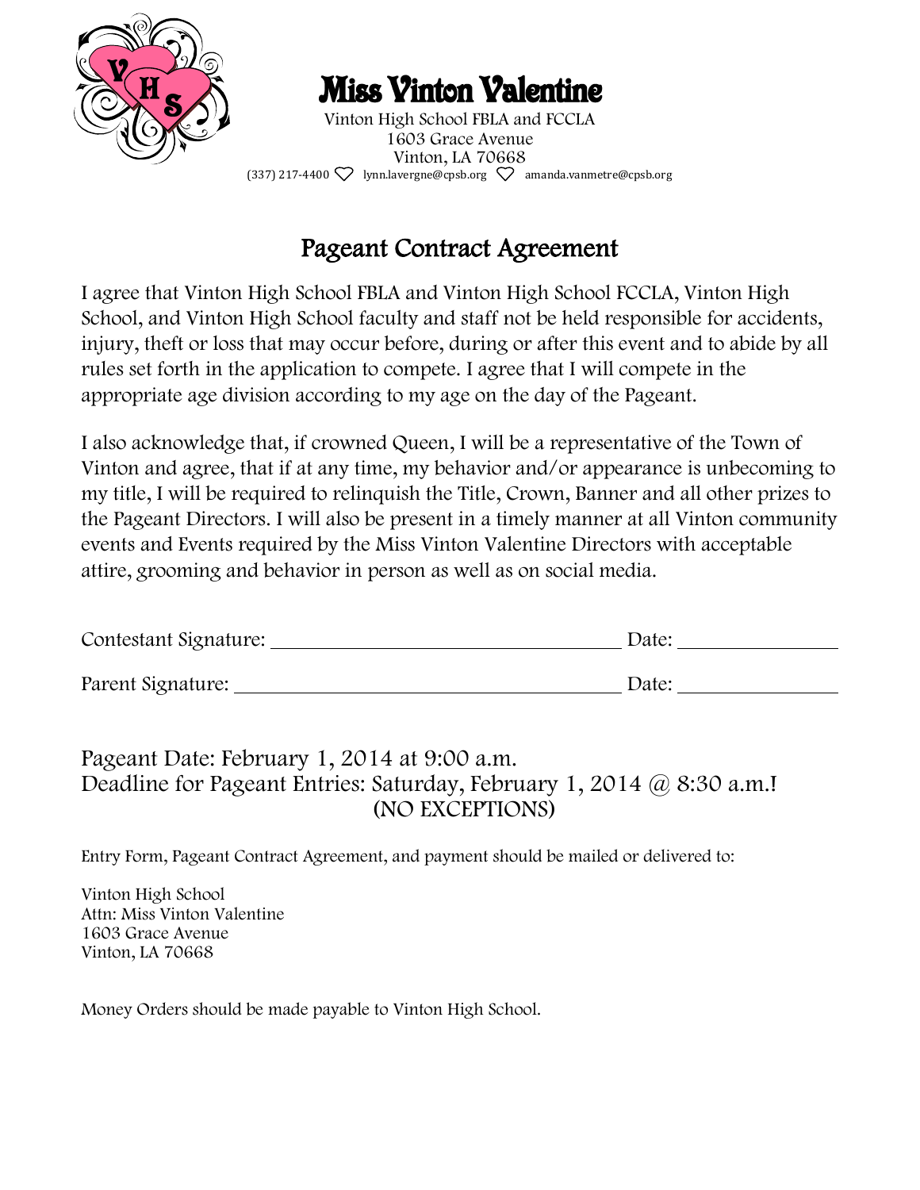# Miss Vinton Valentine

Vinton High School FBLA and FCCLA
1603 Grace Avenue
Vinton, LA 70668
(337) 217-4400 ♡ lynn.lavergne@cpsb.org ♡ amanda.vanmetre@cpsb.org

## Pageant Contract Agreement

I agree that Vinton High School FBLA and Vinton High School FCCLA, Vinton High School, and Vinton High School faculty and staff not be held responsible for accidents, injury, theft or loss that may occur before, during or after this event and to abide by all rules set forth in the application to compete. I agree that I will compete in the appropriate age division according to my age on the day of the Pageant.

I also acknowledge that, if crowned Queen, I will be a representative of the Town of Vinton and agree, that if at any time, my behavior and/or appearance is unbecoming to my title, I will be required to relinquish the Title, Crown, Banner and all other prizes to the Pageant Directors. I will also be present in a timely manner at all Vinton community events and Events required by the Miss Vinton Valentine Directors with acceptable attire, grooming and behavior in person as well as on social media.

Contestant Signature: ________________________________ Date: ______________

Parent Signature: ___________________________________ Date: ______________

Pageant Date: February 1, 2014 at 9:00 a.m.
Deadline for Pageant Entries: Saturday, February 1, 2014 @ 8:30 a.m.!
(NO EXCEPTIONS)

Entry Form, Pageant Contract Agreement, and payment should be mailed or delivered to:

Vinton High School
Attn: Miss Vinton Valentine
1603 Grace Avenue
Vinton, LA 70668

Money Orders should be made payable to Vinton High School.